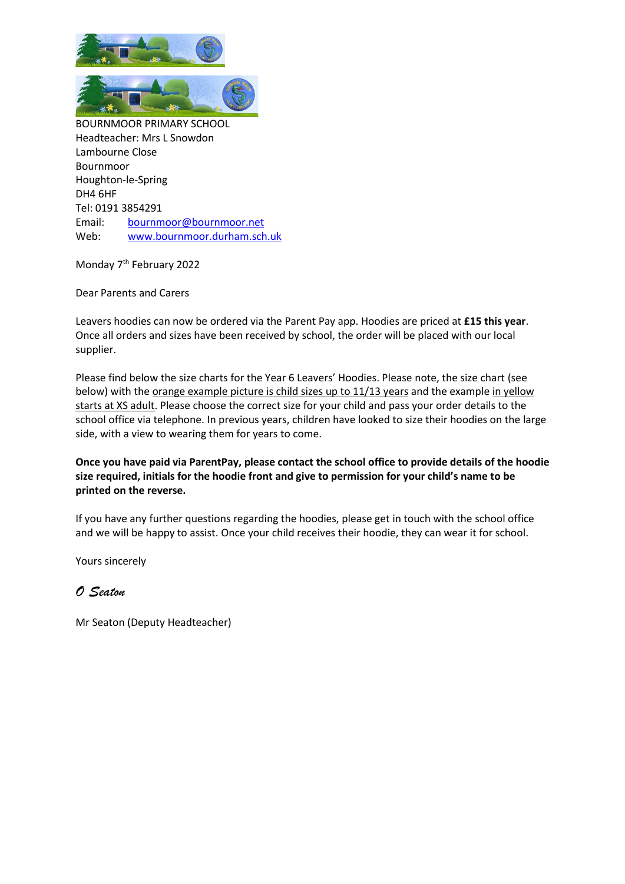BOURNMOOR PRIMARY SCHOOL
Headteacher: Mrs L Snowdon
Lambourne Close
Bournmoor
Houghton-le-Spring
DH4 6HF
Tel: 0191 3854291
Email: bournmoor@bournmoor.net
Web: www.bournmoor.durham.sch.uk

Monday 7th February 2022

Dear Parents and Carers

Leavers hoodies can now be ordered via the Parent Pay app. Hoodies are priced at **£15 this year**. Once all orders and sizes have been received by school, the order will be placed with our local supplier.

Please find below the size charts for the Year 6 Leavers' Hoodies. Please note, the size chart (see below) with the orange example picture is child sizes up to 11/13 years and the example in yellow starts at XS adult. Please choose the correct size for your child and pass your order details to the school office via telephone. In previous years, children have looked to size their hoodies on the large side, with a view to wearing them for years to come.

**Once you have paid via ParentPay, please contact the school office to provide details of the hoodie size required, initials for the hoodie front and give to permission for your child's name to be printed on the reverse.**

If you have any further questions regarding the hoodies, please get in touch with the school office and we will be happy to assist. Once your child receives their hoodie, they can wear it for school.

Yours sincerely

*O Seaton*

Mr Seaton (Deputy Headteacher)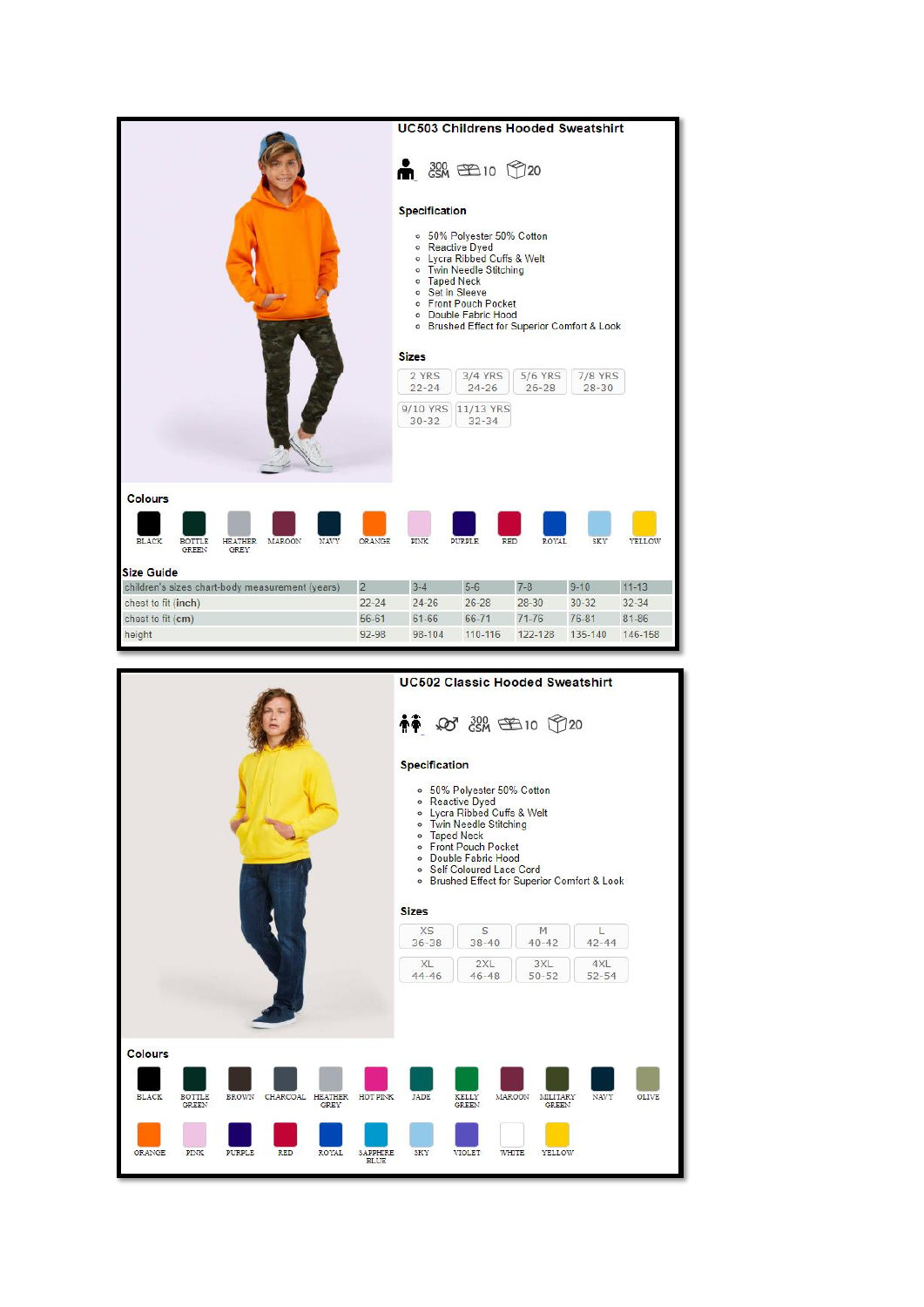## UC503 Childrens Hooded Sweatshirt

300 GSM 10 20

### Specification

- 50% Polyester 50% Cotton
- Reactive Dyed
- Lycra Ribbed Cuffs & Welt
- Twin Needle Stitching
- Taped Neck
- Set in Sleeve
- Front Pouch Pocket
- Double Fabric Hood
- Brushed Effect for Superior Comfort & Look

### Sizes

2 YRS 22-24 | 3/4 YRS 24-26 | 5/6 YRS 26-28 | 7/8 YRS 28-30 | 9/10 YRS 30-32 | 11/13 YRS 32-34

### Colours

BLACK, BOTTLE GREEN, HEATHER GREY, MAROON, NAVY, ORANGE, PINK, PURPLE, RED, ROYAL, SKY, YELLOW

### Size Guide

| children's sizes chart-body measurement (years) | 2 | 3-4 | 5-6 | 7-8 | 9-10 | 11-13 |
|---|---|---|---|---|---|---|
| chest to fit (inch) | 22-24 | 24-26 | 26-28 | 28-30 | 30-32 | 32-34 |
| chest to fit (cm) | 56-61 | 61-66 | 66-71 | 71-76 | 76-81 | 81-86 |
| height | 92-98 | 98-104 | 110-116 | 122-128 | 135-140 | 146-158 |

## UC502 Classic Hooded Sweatshirt

300 GSM 10 20

### Specification

- 50% Polyester 50% Cotton
- Reactive Dyed
- Lycra Ribbed Cuffs & Welt
- Twin Needle Stitching
- Taped Neck
- Front Pouch Pocket
- Double Fabric Hood
- Self Coloured Lace Cord
- Brushed Effect for Superior Comfort & Look

### Sizes

XS 36-38 | S 38-40 | M 40-42 | L 42-44 | XL 44-46 | 2XL 46-48 | 3XL 50-52 | 4XL 52-54

### Colours

BLACK, BOTTLE GREEN, BROWN, CHARCOAL, HEATHER GREY, HOT PINK, JADE, KELLY GREEN, MAROON, MILITARY GREEN, NAVY, OLIVE, ORANGE, PINK, PURPLE, RED, ROYAL, SAPPHIRE BLUE, SKY, VIOLET, WHITE, YELLOW